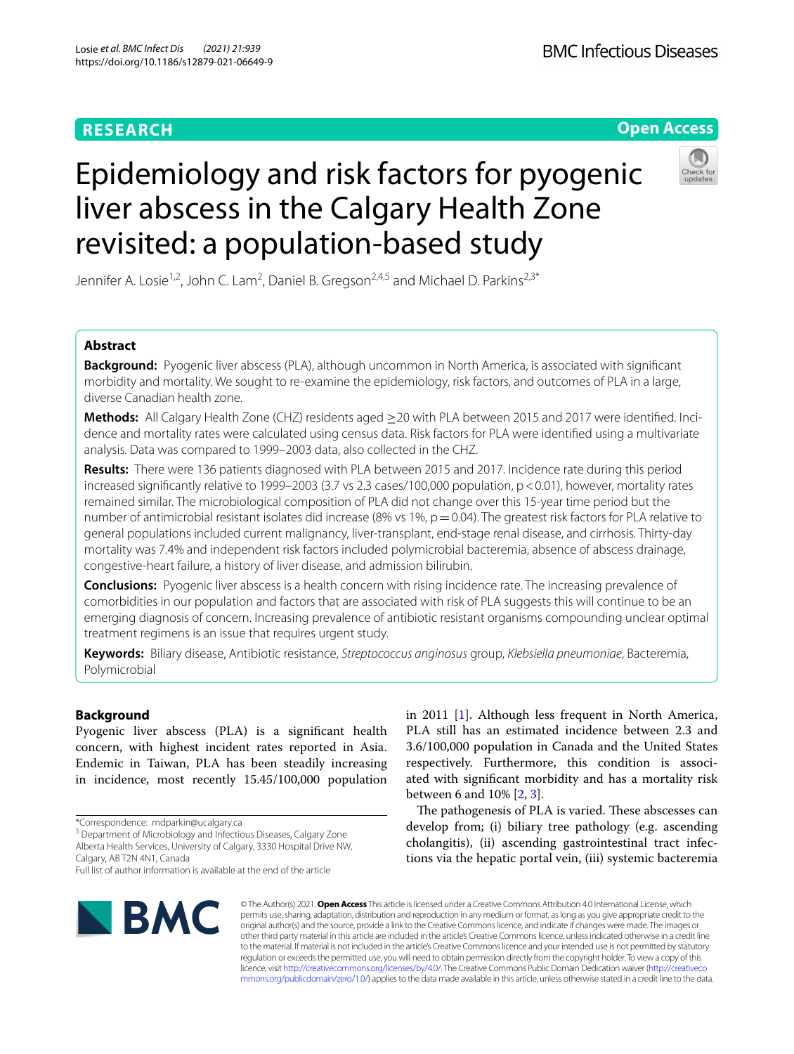RESEARCH

Open Access

# Epidemiology and risk factors for pyogenic liver abscess in the Calgary Health Zone revisited: a population-based study

Jennifer A. Losie[1,2], John C. Lam[2], Daniel B. Gregson[2,4,5] and Michael D. Parkins[2,3*]

## Abstract

**Background:** Pyogenic liver abscess (PLA), although uncommon in North America, is associated with significant morbidity and mortality. We sought to re-examine the epidemiology, risk factors, and outcomes of PLA in a large, diverse Canadian health zone.

**Methods:** All Calgary Health Zone (CHZ) residents aged ≥20 with PLA between 2015 and 2017 were identified. Incidence and mortality rates were calculated using census data. Risk factors for PLA were identified using a multivariate analysis. Data was compared to 1999–2003 data, also collected in the CHZ.

**Results:** There were 136 patients diagnosed with PLA between 2015 and 2017. Incidence rate during this period increased significantly relative to 1999–2003 (3.7 vs 2.3 cases/100,000 population, $p<0.01$), however, mortality rates remained similar. The microbiological composition of PLA did not change over this 15-year time period but the number of antimicrobial resistant isolates did increase (8% vs 1%, $p=0.04$). The greatest risk factors for PLA relative to general populations included current malignancy, liver-transplant, end-stage renal disease, and cirrhosis. Thirty-day mortality was 7.4% and independent risk factors included polymicrobial bacteremia, absence of abscess drainage, congestive-heart failure, a history of liver disease, and admission bilirubin.

**Conclusions:** Pyogenic liver abscess is a health concern with rising incidence rate. The increasing prevalence of comorbidities in our population and factors that are associated with risk of PLA suggests this will continue to be an emerging diagnosis of concern. Increasing prevalence of antibiotic resistant organisms compounding unclear optimal treatment regimens is an issue that requires urgent study.

**Keywords:** Biliary disease, Antibiotic resistance, *Streptococcus anginosus* group, *Klebsiella pneumoniae*, Bacteremia, Polymicrobial

## Background

Pyogenic liver abscess (PLA) is a significant health concern, with highest incident rates reported in Asia. Endemic in Taiwan, PLA has been steadily increasing in incidence, most recently 15.45/100,000 population in 2011 [1]. Although less frequent in North America, PLA still has an estimated incidence between 2.3 and 3.6/100,000 population in Canada and the United States respectively. Furthermore, this condition is associated with significant morbidity and has a mortality risk between 6 and 10% [2, 3].

The pathogenesis of PLA is varied. These abscesses can develop from; (i) biliary tree pathology (e.g. ascending cholangitis), (ii) ascending gastrointestinal tract infections via the hepatic portal vein, (iii) systemic bacteremia

*Correspondence: mdparkin@ucalgary.ca
[3] Department of Microbiology and Infectious Diseases, Calgary Zone Alberta Health Services, University of Calgary, 3330 Hospital Drive NW, Calgary, AB T2N 4N1, Canada
Full list of author information is available at the end of the article

© The Author(s) 2021. **Open Access** This article is licensed under a Creative Commons Attribution 4.0 International License, which permits use, sharing, adaptation, distribution and reproduction in any medium or format, as long as you give appropriate credit to the original author(s) and the source, provide a link to the Creative Commons licence, and indicate if changes were made. The images or other third party material in this article are included in the article's Creative Commons licence, unless indicated otherwise in a credit line to the material. If material is not included in the article's Creative Commons licence and your intended use is not permitted by statutory regulation or exceeds the permitted use, you will need to obtain permission directly from the copyright holder. To view a copy of this licence, visit http://creativecommons.org/licenses/by/4.0/. The Creative Commons Public Domain Dedication waiver (http://creativecommons.org/publicdomain/zero/1.0/) applies to the data made available in this article, unless otherwise stated in a credit line to the data.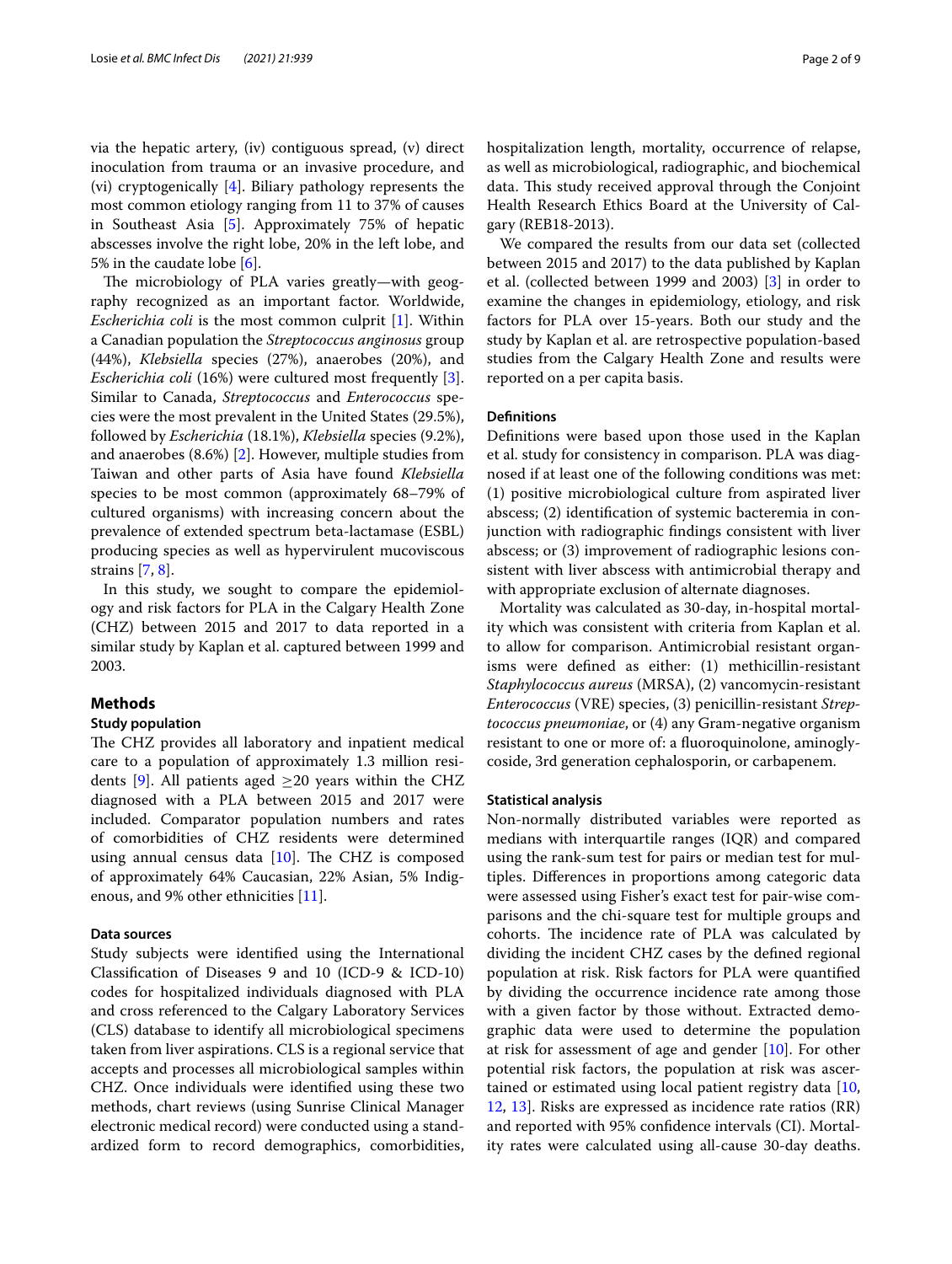via the hepatic artery, (iv) contiguous spread, (v) direct inoculation from trauma or an invasive procedure, and (vi) cryptogenically [4]. Biliary pathology represents the most common etiology ranging from 11 to 37% of causes in Southeast Asia [5]. Approximately 75% of hepatic abscesses involve the right lobe, 20% in the left lobe, and 5% in the caudate lobe [6].

The microbiology of PLA varies greatly—with geography recognized as an important factor. Worldwide, *Escherichia coli* is the most common culprit [1]. Within a Canadian population the *Streptococcus anginosus* group (44%), *Klebsiella* species (27%), anaerobes (20%), and *Escherichia coli* (16%) were cultured most frequently [3]. Similar to Canada, *Streptococcus* and *Enterococcus* species were the most prevalent in the United States (29.5%), followed by *Escherichia* (18.1%), *Klebsiella* species (9.2%), and anaerobes (8.6%) [2]. However, multiple studies from Taiwan and other parts of Asia have found *Klebsiella* species to be most common (approximately 68–79% of cultured organisms) with increasing concern about the prevalence of extended spectrum beta-lactamase (ESBL) producing species as well as hypervirulent mucoviscous strains [7, 8].

In this study, we sought to compare the epidemiology and risk factors for PLA in the Calgary Health Zone (CHZ) between 2015 and 2017 to data reported in a similar study by Kaplan et al. captured between 1999 and 2003.

## Methods

### Study population

The CHZ provides all laboratory and inpatient medical care to a population of approximately 1.3 million residents [9]. All patients aged ≥20 years within the CHZ diagnosed with a PLA between 2015 and 2017 were included. Comparator population numbers and rates of comorbidities of CHZ residents were determined using annual census data [10]. The CHZ is composed of approximately 64% Caucasian, 22% Asian, 5% Indigenous, and 9% other ethnicities [11].

### Data sources

Study subjects were identified using the International Classification of Diseases 9 and 10 (ICD-9 & ICD-10) codes for hospitalized individuals diagnosed with PLA and cross referenced to the Calgary Laboratory Services (CLS) database to identify all microbiological specimens taken from liver aspirations. CLS is a regional service that accepts and processes all microbiological samples within CHZ. Once individuals were identified using these two methods, chart reviews (using Sunrise Clinical Manager electronic medical record) were conducted using a standardized form to record demographics, comorbidities, hospitalization length, mortality, occurrence of relapse, as well as microbiological, radiographic, and biochemical data. This study received approval through the Conjoint Health Research Ethics Board at the University of Calgary (REB18-2013).

We compared the results from our data set (collected between 2015 and 2017) to the data published by Kaplan et al. (collected between 1999 and 2003) [3] in order to examine the changes in epidemiology, etiology, and risk factors for PLA over 15-years. Both our study and the study by Kaplan et al. are retrospective population-based studies from the Calgary Health Zone and results were reported on a per capita basis.

### Definitions

Definitions were based upon those used in the Kaplan et al. study for consistency in comparison. PLA was diagnosed if at least one of the following conditions was met: (1) positive microbiological culture from aspirated liver abscess; (2) identification of systemic bacteremia in conjunction with radiographic findings consistent with liver abscess; or (3) improvement of radiographic lesions consistent with liver abscess with antimicrobial therapy and with appropriate exclusion of alternate diagnoses.

Mortality was calculated as 30-day, in-hospital mortality which was consistent with criteria from Kaplan et al. to allow for comparison. Antimicrobial resistant organisms were defined as either: (1) methicillin-resistant *Staphylococcus aureus* (MRSA), (2) vancomycin-resistant *Enterococcus* (VRE) species, (3) penicillin-resistant *Streptococcus pneumoniae*, or (4) any Gram-negative organism resistant to one or more of: a fluoroquinolone, aminoglycoside, 3rd generation cephalosporin, or carbapenem.

### Statistical analysis

Non-normally distributed variables were reported as medians with interquartile ranges (IQR) and compared using the rank-sum test for pairs or median test for multiples. Differences in proportions among categoric data were assessed using Fisher's exact test for pair-wise comparisons and the chi-square test for multiple groups and cohorts. The incidence rate of PLA was calculated by dividing the incident CHZ cases by the defined regional population at risk. Risk factors for PLA were quantified by dividing the occurrence incidence rate among those with a given factor by those without. Extracted demographic data were used to determine the population at risk for assessment of age and gender [10]. For other potential risk factors, the population at risk was ascertained or estimated using local patient registry data [10, 12, 13]. Risks are expressed as incidence rate ratios (RR) and reported with 95% confidence intervals (CI). Mortality rates were calculated using all-cause 30-day deaths.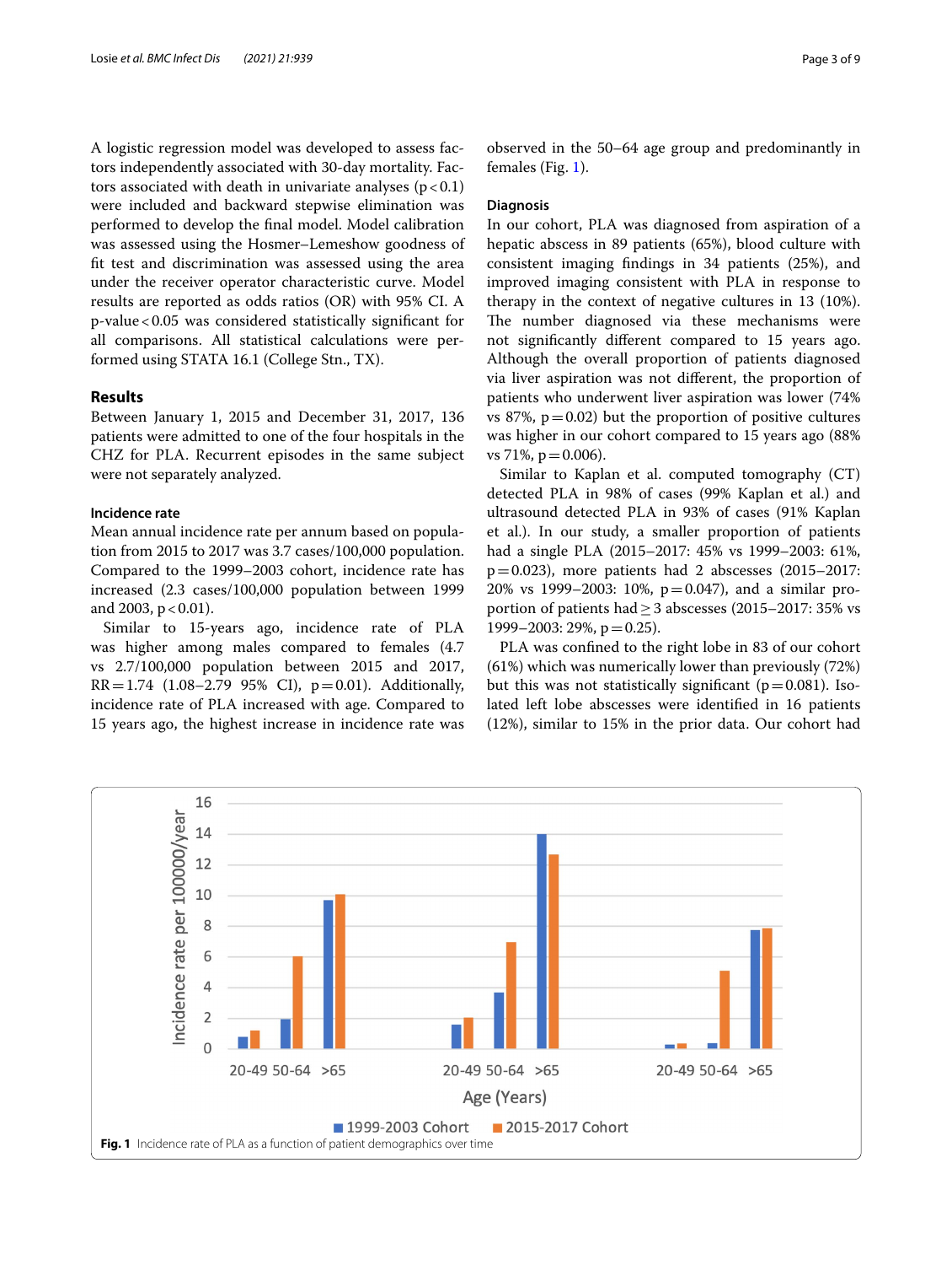A logistic regression model was developed to assess factors independently associated with 30-day mortality. Factors associated with death in univariate analyses ($p<0.1$) were included and backward stepwise elimination was performed to develop the final model. Model calibration was assessed using the Hosmer–Lemeshow goodness of fit test and discrimination was assessed using the area under the receiver operator characteristic curve. Model results are reported as odds ratios (OR) with 95% CI. A p-value < 0.05 was considered statistically significant for all comparisons. All statistical calculations were performed using STATA 16.1 (College Stn., TX).

## Results

Between January 1, 2015 and December 31, 2017, 136 patients were admitted to one of the four hospitals in the CHZ for PLA. Recurrent episodes in the same subject were not separately analyzed.

### Incidence rate

Mean annual incidence rate per annum based on population from 2015 to 2017 was 3.7 cases/100,000 population. Compared to the 1999–2003 cohort, incidence rate has increased (2.3 cases/100,000 population between 1999 and 2003, $p<0.01$).

Similar to 15-years ago, incidence rate of PLA was higher among males compared to females (4.7 vs 2.7/100,000 population between 2015 and 2017, RR = 1.74 (1.08–2.79 95% CI), $p=0.01$). Additionally, incidence rate of PLA increased with age. Compared to 15 years ago, the highest increase in incidence rate was observed in the 50–64 age group and predominantly in females (Fig. 1).

### Diagnosis

In our cohort, PLA was diagnosed from aspiration of a hepatic abscess in 89 patients (65%), blood culture with consistent imaging findings in 34 patients (25%), and improved imaging consistent with PLA in response to therapy in the context of negative cultures in 13 (10%). The number diagnosed via these mechanisms were not significantly different compared to 15 years ago. Although the overall proportion of patients diagnosed via liver aspiration was not different, the proportion of patients who underwent liver aspiration was lower (74% vs 87%, $p=0.02$) but the proportion of positive cultures was higher in our cohort compared to 15 years ago (88% vs 71%, $p=0.006$).

Similar to Kaplan et al. computed tomography (CT) detected PLA in 98% of cases (99% Kaplan et al.) and ultrasound detected PLA in 93% of cases (91% Kaplan et al.). In our study, a smaller proportion of patients had a single PLA (2015–2017: 45% vs 1999–2003: 61%, $p=0.023$), more patients had 2 abscesses (2015–2017: 20% vs 1999–2003: 10%, $p=0.047$), and a similar proportion of patients had ≥ 3 abscesses (2015–2017: 35% vs 1999–2003: 29%, $p=0.25$).

PLA was confined to the right lobe in 83 of our cohort (61%) which was numerically lower than previously (72%) but this was not statistically significant ($p=0.081$). Isolated left lobe abscesses were identified in 16 patients (12%), similar to 15% in the prior data. Our cohort had

**Fig. 1** Incidence rate of PLA as a function of patient demographics over time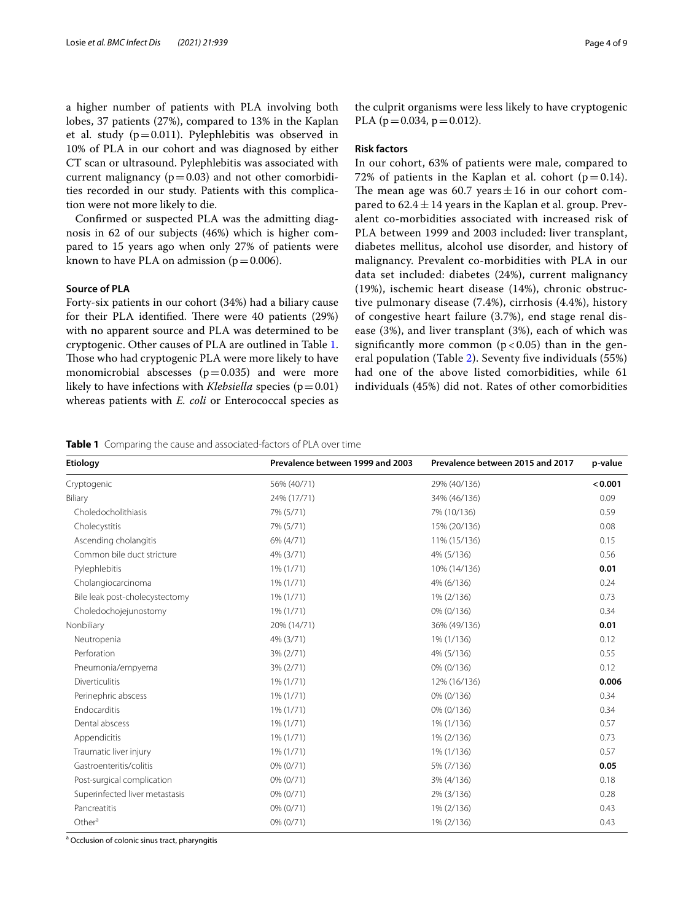a higher number of patients with PLA involving both lobes, 37 patients (27%), compared to 13% in the Kaplan et al. study ($p=0.011$). Pylephlebitis was observed in 10% of PLA in our cohort and was diagnosed by either CT scan or ultrasound. Pylephlebitis was associated with current malignancy ($p=0.03$) and not other comorbidities recorded in our study. Patients with this complication were not more likely to die.

Confirmed or suspected PLA was the admitting diagnosis in 62 of our subjects (46%) which is higher compared to 15 years ago when only 27% of patients were known to have PLA on admission ($p=0.006$).

### Source of PLA

Forty-six patients in our cohort (34%) had a biliary cause for their PLA identified. There were 40 patients (29%) with no apparent source and PLA was determined to be cryptogenic. Other causes of PLA are outlined in Table 1. Those who had cryptogenic PLA were more likely to have monomicrobial abscesses ($p=0.035$) and were more likely to have infections with *Klebsiella* species ($p=0.01$) whereas patients with *E. coli* or Enterococcal species as the culprit organisms were less likely to have cryptogenic PLA ($p=0.034$, $p=0.012$).

### Risk factors

In our cohort, 63% of patients were male, compared to 72% of patients in the Kaplan et al. cohort ($p=0.14$). The mean age was 60.7 years $\pm$ 16 in our cohort compared to 62.4 $\pm$ 14 years in the Kaplan et al. group. Prevalent co-morbidities associated with increased risk of PLA between 1999 and 2003 included: liver transplant, diabetes mellitus, alcohol use disorder, and history of malignancy. Prevalent co-morbidities with PLA in our data set included: diabetes (24%), current malignancy (19%), ischemic heart disease (14%), chronic obstructive pulmonary disease (7.4%), cirrhosis (4.4%), history of congestive heart failure (3.7%), end stage renal disease (3%), and liver transplant (3%), each of which was significantly more common ($p<0.05$) than in the general population (Table 2). Seventy five individuals (55%) had one of the above listed comorbidities, while 61 individuals (45%) did not. Rates of other comorbidities

**Table 1** Comparing the cause and associated-factors of PLA over time

| Etiology | Prevalence between 1999 and 2003 | Prevalence between 2015 and 2017 | p-value |
|---|---|---|---|
| Cryptogenic | 56% (40/71) | 29% (40/136) | **< 0.001** |
| Biliary | 24% (17/71) | 34% (46/136) | 0.09 |
| Choledocholithiasis | 7% (5/71) | 7% (10/136) | 0.59 |
| Cholecystitis | 7% (5/71) | 15% (20/136) | 0.08 |
| Ascending cholangitis | 6% (4/71) | 11% (15/136) | 0.15 |
| Common bile duct stricture | 4% (3/71) | 4% (5/136) | 0.56 |
| Pylephlebitis | 1% (1/71) | 10% (14/136) | **0.01** |
| Cholangiocarcinoma | 1% (1/71) | 4% (6/136) | 0.24 |
| Bile leak post-cholecystectomy | 1% (1/71) | 1% (2/136) | 0.73 |
| Choledochojejunostomy | 1% (1/71) | 0% (0/136) | 0.34 |
| Nonbiliary | 20% (14/71) | 36% (49/136) | **0.01** |
| Neutropenia | 4% (3/71) | 1% (1/136) | 0.12 |
| Perforation | 3% (2/71) | 4% (5/136) | 0.55 |
| Pneumonia/empyema | 3% (2/71) | 0% (0/136) | 0.12 |
| Diverticulitis | 1% (1/71) | 12% (16/136) | **0.006** |
| Perinephric abscess | 1% (1/71) | 0% (0/136) | 0.34 |
| Endocarditis | 1% (1/71) | 0% (0/136) | 0.34 |
| Dental abscess | 1% (1/71) | 1% (1/136) | 0.57 |
| Appendicitis | 1% (1/71) | 1% (2/136) | 0.73 |
| Traumatic liver injury | 1% (1/71) | 1% (1/136) | 0.57 |
| Gastroenteritis/colitis | 0% (0/71) | 5% (7/136) | **0.05** |
| Post-surgical complication | 0% (0/71) | 3% (4/136) | 0.18 |
| Superinfected liver metastasis | 0% (0/71) | 2% (3/136) | 0.28 |
| Pancreatitis | 0% (0/71) | 1% (2/136) | 0.43 |
| Other[a] | 0% (0/71) | 1% (2/136) | 0.43 |

[a] Occlusion of colonic sinus tract, pharyngitis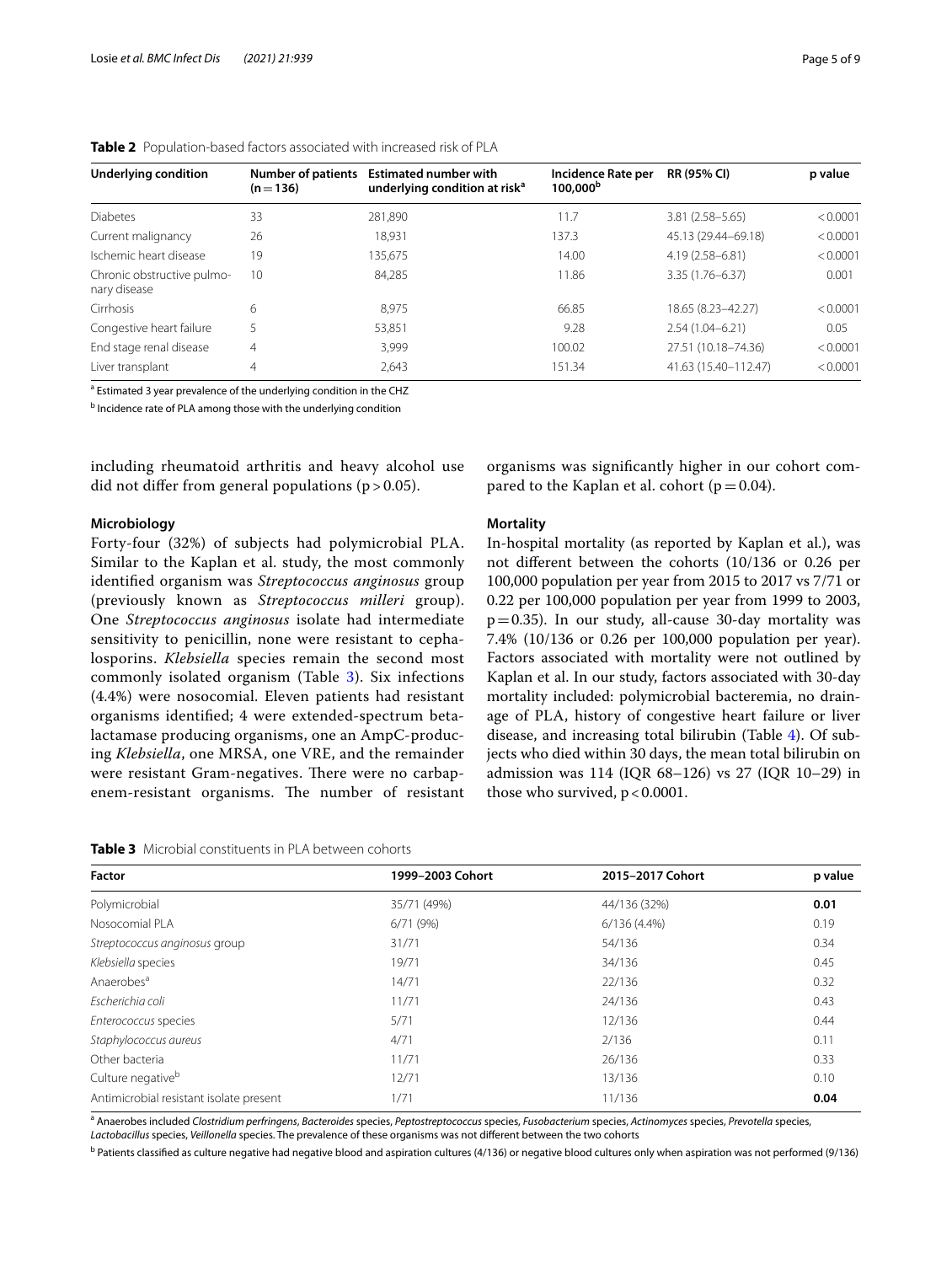**Table 2** Population-based factors associated with increased risk of PLA

| Underlying condition | Number of patients (n = 136) | Estimated number with underlying condition at risk[a] | Incidence Rate per 100,000[b] | RR (95% CI) | p value |
|---|---|---|---|---|---|
| Diabetes | 33 | 281,890 | 11.7 | 3.81 (2.58–5.65) | < 0.0001 |
| Current malignancy | 26 | 18,931 | 137.3 | 45.13 (29.44–69.18) | < 0.0001 |
| Ischemic heart disease | 19 | 135,675 | 14.00 | 4.19 (2.58–6.81) | < 0.0001 |
| Chronic obstructive pulmonary disease | 10 | 84,285 | 11.86 | 3.35 (1.76–6.37) | 0.001 |
| Cirrhosis | 6 | 8,975 | 66.85 | 18.65 (8.23–42.27) | < 0.0001 |
| Congestive heart failure | 5 | 53,851 | 9.28 | 2.54 (1.04–6.21) | 0.05 |
| End stage renal disease | 4 | 3,999 | 100.02 | 27.51 (10.18–74.36) | < 0.0001 |
| Liver transplant | 4 | 2,643 | 151.34 | 41.63 (15.40–112.47) | < 0.0001 |

[a] Estimated 3 year prevalence of the underlying condition in the CHZ

[b] Incidence rate of PLA among those with the underlying condition

including rheumatoid arthritis and heavy alcohol use did not differ from general populations ($p > 0.05$).

### Microbiology

Forty-four (32%) of subjects had polymicrobial PLA. Similar to the Kaplan et al. study, the most commonly identified organism was *Streptococcus anginosus* group (previously known as *Streptococcus milleri* group). One *Streptococcus anginosus* isolate had intermediate sensitivity to penicillin, none were resistant to cephalosporins. *Klebsiella* species remain the second most commonly isolated organism (Table 3). Six infections (4.4%) were nosocomial. Eleven patients had resistant organisms identified; 4 were extended-spectrum beta-lactamase producing organisms, one an AmpC-producing *Klebsiella*, one MRSA, one VRE, and the remainder were resistant Gram-negatives. There were no carbapenem-resistant organisms. The number of resistant organisms was significantly higher in our cohort compared to the Kaplan et al. cohort ($p = 0.04$).

### Mortality

In-hospital mortality (as reported by Kaplan et al.), was not different between the cohorts (10/136 or 0.26 per 100,000 population per year from 2015 to 2017 vs 7/71 or 0.22 per 100,000 population per year from 1999 to 2003, $p = 0.35$). In our study, all-cause 30-day mortality was 7.4% (10/136 or 0.26 per 100,000 population per year). Factors associated with mortality were not outlined by Kaplan et al. In our study, factors associated with 30-day mortality included: polymicrobial bacteremia, no drainage of PLA, history of congestive heart failure or liver disease, and increasing total bilirubin (Table 4). Of subjects who died within 30 days, the mean total bilirubin on admission was 114 (IQR 68–126) vs 27 (IQR 10–29) in those who survived, $p < 0.0001$.

**Table 3** Microbial constituents in PLA between cohorts

| Factor | 1999–2003 Cohort | 2015–2017 Cohort | p value |
|---|---|---|---|
| Polymicrobial | 35/71 (49%) | 44/136 (32%) | **0.01** |
| Nosocomial PLA | 6/71 (9%) | 6/136 (4.4%) | 0.19 |
| *Streptococcus anginosus* group | 31/71 | 54/136 | 0.34 |
| *Klebsiella* species | 19/71 | 34/136 | 0.45 |
| Anaerobes[a] | 14/71 | 22/136 | 0.32 |
| *Escherichia coli* | 11/71 | 24/136 | 0.43 |
| *Enterococcus* species | 5/71 | 12/136 | 0.44 |
| *Staphylococcus aureus* | 4/71 | 2/136 | 0.11 |
| Other bacteria | 11/71 | 26/136 | 0.33 |
| Culture negative[b] | 12/71 | 13/136 | 0.10 |
| Antimicrobial resistant isolate present | 1/71 | 11/136 | **0.04** |

[a] Anaerobes included *Clostridium perfringens*, *Bacteroides* species, *Peptostreptococcus* species, *Fusobacterium* species, *Actinomyces* species, *Prevotella* species, *Lactobacillus* species, *Veillonella* species. The prevalence of these organisms was not different between the two cohorts

[b] Patients classified as culture negative had negative blood and aspiration cultures (4/136) or negative blood cultures only when aspiration was not performed (9/136)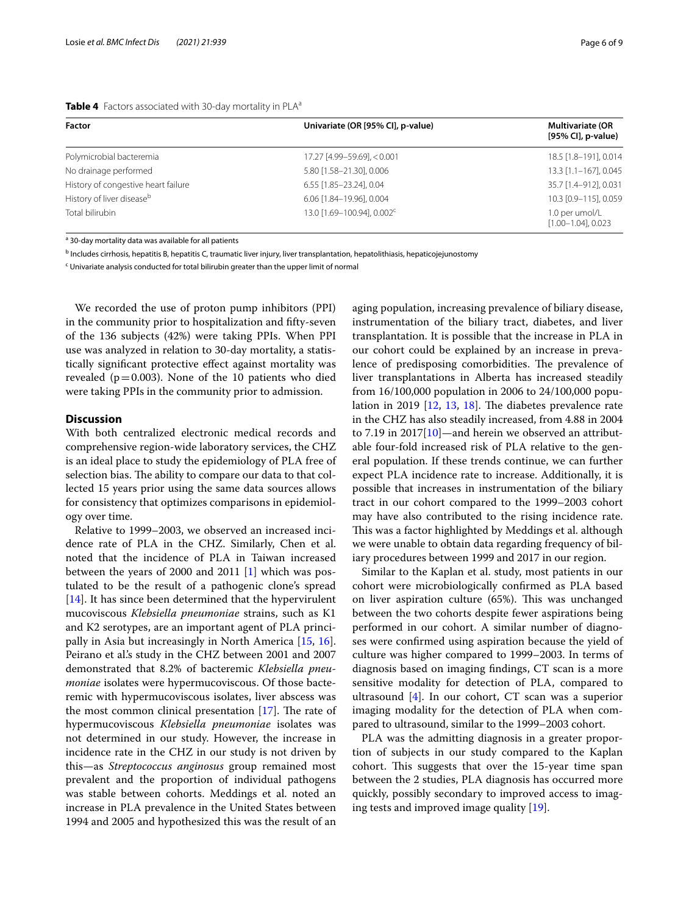**Table 4** Factors associated with 30-day mortality in PLA[a]

| Factor | Univariate (OR [95% CI], p-value) | Multivariate (OR [95% CI], p-value) |
|---|---|---|
| Polymicrobial bacteremia | 17.27 [4.99–59.69], < 0.001 | 18.5 [1.8–191], 0.014 |
| No drainage performed | 5.80 [1.58–21.30], 0.006 | 13.3 [1.1–167], 0.045 |
| History of congestive heart failure | 6.55 [1.85–23.24], 0.04 | 35.7 [1.4–912], 0.031 |
| History of liver disease[b] | 6.06 [1.84–19.96], 0.004 | 10.3 [0.9–115], 0.059 |
| Total bilirubin | 13.0 [1.69–100.94], 0.002[c] | 1.0 per umol/L [1.00–1.04], 0.023 |

[a] 30-day mortality data was available for all patients

[b] Includes cirrhosis, hepatitis B, hepatitis C, traumatic liver injury, liver transplantation, hepatolithiasis, hepaticojejunostomy

[c] Univariate analysis conducted for total bilirubin greater than the upper limit of normal

We recorded the use of proton pump inhibitors (PPI) in the community prior to hospitalization and fifty-seven of the 136 subjects (42%) were taking PPIs. When PPI use was analyzed in relation to 30-day mortality, a statistically significant protective effect against mortality was revealed ($p = 0.003$). None of the 10 patients who died were taking PPIs in the community prior to admission.

## Discussion

With both centralized electronic medical records and comprehensive region-wide laboratory services, the CHZ is an ideal place to study the epidemiology of PLA free of selection bias. The ability to compare our data to that collected 15 years prior using the same data sources allows for consistency that optimizes comparisons in epidemiology over time.

Relative to 1999–2003, we observed an increased incidence rate of PLA in the CHZ. Similarly, Chen et al. noted that the incidence of PLA in Taiwan increased between the years of 2000 and 2011 [1] which was postulated to be the result of a pathogenic clone's spread [14]. It has since been determined that the hypervirulent mucoviscous *Klebsiella pneumoniae* strains, such as K1 and K2 serotypes, are an important agent of PLA principally in Asia but increasingly in North America [15, 16]. Peirano et al.'s study in the CHZ between 2001 and 2007 demonstrated that 8.2% of bacteremic *Klebsiella pneumoniae* isolates were hypermucoviscous. Of those bacteremic with hypermucoviscous isolates, liver abscess was the most common clinical presentation [17]. The rate of hypermucoviscous *Klebsiella pneumoniae* isolates was not determined in our study. However, the increase in incidence rate in the CHZ in our study is not driven by this—as *Streptococcus anginosus* group remained most prevalent and the proportion of individual pathogens was stable between cohorts. Meddings et al. noted an increase in PLA prevalence in the United States between 1994 and 2005 and hypothesized this was the result of an aging population, increasing prevalence of biliary disease, instrumentation of the biliary tract, diabetes, and liver transplantation. It is possible that the increase in PLA in our cohort could be explained by an increase in prevalence of predisposing comorbidities. The prevalence of liver transplantations in Alberta has increased steadily from 16/100,000 population in 2006 to 24/100,000 population in 2019 [12, 13, 18]. The diabetes prevalence rate in the CHZ has also steadily increased, from 4.88 in 2004 to 7.19 in 2017[10]—and herein we observed an attributable four-fold increased risk of PLA relative to the general population. If these trends continue, we can further expect PLA incidence rate to increase. Additionally, it is possible that increases in instrumentation of the biliary tract in our cohort compared to the 1999–2003 cohort may have also contributed to the rising incidence rate. This was a factor highlighted by Meddings et al. although we were unable to obtain data regarding frequency of biliary procedures between 1999 and 2017 in our region.

Similar to the Kaplan et al. study, most patients in our cohort were microbiologically confirmed as PLA based on liver aspiration culture (65%). This was unchanged between the two cohorts despite fewer aspirations being performed in our cohort. A similar number of diagnoses were confirmed using aspiration because the yield of culture was higher compared to 1999–2003. In terms of diagnosis based on imaging findings, CT scan is a more sensitive modality for detection of PLA, compared to ultrasound [4]. In our cohort, CT scan was a superior imaging modality for the detection of PLA when compared to ultrasound, similar to the 1999–2003 cohort.

PLA was the admitting diagnosis in a greater proportion of subjects in our study compared to the Kaplan cohort. This suggests that over the 15-year time span between the 2 studies, PLA diagnosis has occurred more quickly, possibly secondary to improved access to imaging tests and improved image quality [19].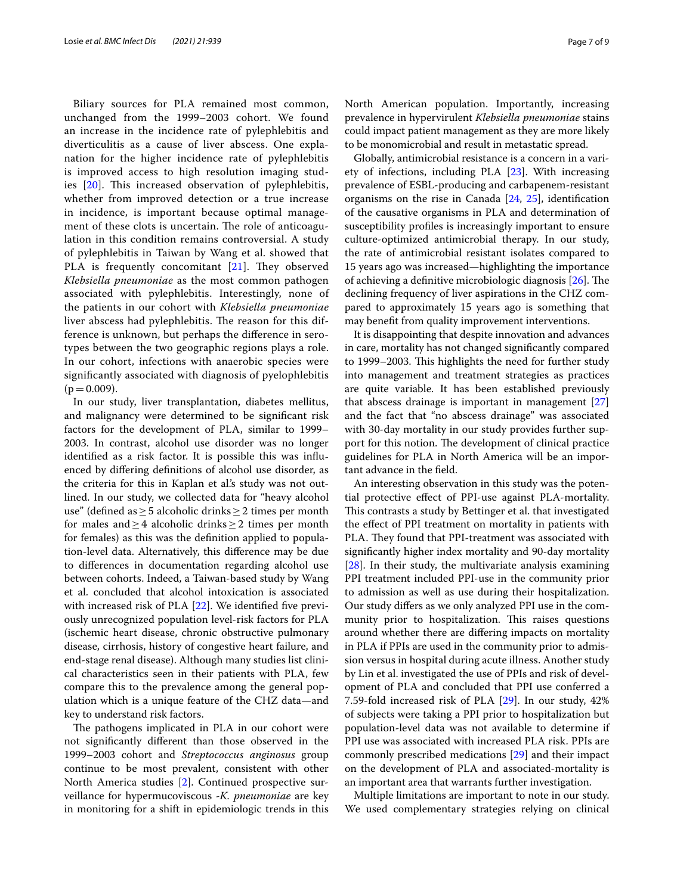Biliary sources for PLA remained most common, unchanged from the 1999–2003 cohort. We found an increase in the incidence rate of pylephlebitis and diverticulitis as a cause of liver abscess. One explanation for the higher incidence rate of pylephlebitis is improved access to high resolution imaging studies [20]. This increased observation of pylephlebitis, whether from improved detection or a true increase in incidence, is important because optimal management of these clots is uncertain. The role of anticoagulation in this condition remains controversial. A study of pylephlebitis in Taiwan by Wang et al. showed that PLA is frequently concomitant [21]. They observed *Klebsiella pneumoniae* as the most common pathogen associated with pylephlebitis. Interestingly, none of the patients in our cohort with *Klebsiella pneumoniae* liver abscess had pylephlebitis. The reason for this difference is unknown, but perhaps the difference in serotypes between the two geographic regions plays a role. In our cohort, infections with anaerobic species were significantly associated with diagnosis of pyelophlebitis ($p = 0.009$).

In our study, liver transplantation, diabetes mellitus, and malignancy were determined to be significant risk factors for the development of PLA, similar to 1999–2003. In contrast, alcohol use disorder was no longer identified as a risk factor. It is possible this was influenced by differing definitions of alcohol use disorder, as the criteria for this in Kaplan et al.'s study was not outlined. In our study, we collected data for "heavy alcohol use" (defined as $\geq 5$ alcoholic drinks $\geq 2$ times per month for males and $\geq 4$ alcoholic drinks $\geq 2$ times per month for females) as this was the definition applied to population-level data. Alternatively, this difference may be due to differences in documentation regarding alcohol use between cohorts. Indeed, a Taiwan-based study by Wang et al. concluded that alcohol intoxication is associated with increased risk of PLA [22]. We identified five previously unrecognized population level-risk factors for PLA (ischemic heart disease, chronic obstructive pulmonary disease, cirrhosis, history of congestive heart failure, and end-stage renal disease). Although many studies list clinical characteristics seen in their patients with PLA, few compare this to the prevalence among the general population which is a unique feature of the CHZ data—and key to understand risk factors.

The pathogens implicated in PLA in our cohort were not significantly different than those observed in the 1999–2003 cohort and *Streptococcus anginosus* group continue to be most prevalent, consistent with other North America studies [2]. Continued prospective surveillance for hypermucoviscous -*K. pneumoniae* are key in monitoring for a shift in epidemiologic trends in this North American population. Importantly, increasing prevalence in hypervirulent *Klebsiella pneumoniae* stains could impact patient management as they are more likely to be monomicrobial and result in metastatic spread.

Globally, antimicrobial resistance is a concern in a variety of infections, including PLA [23]. With increasing prevalence of ESBL-producing and carbapenem-resistant organisms on the rise in Canada [24, 25], identification of the causative organisms in PLA and determination of susceptibility profiles is increasingly important to ensure culture-optimized antimicrobial therapy. In our study, the rate of antimicrobial resistant isolates compared to 15 years ago was increased—highlighting the importance of achieving a definitive microbiologic diagnosis [26]. The declining frequency of liver aspirations in the CHZ compared to approximately 15 years ago is something that may benefit from quality improvement interventions.

It is disappointing that despite innovation and advances in care, mortality has not changed significantly compared to 1999–2003. This highlights the need for further study into management and treatment strategies as practices are quite variable. It has been established previously that abscess drainage is important in management [27] and the fact that "no abscess drainage" was associated with 30-day mortality in our study provides further support for this notion. The development of clinical practice guidelines for PLA in North America will be an important advance in the field.

An interesting observation in this study was the potential protective effect of PPI-use against PLA-mortality. This contrasts a study by Bettinger et al. that investigated the effect of PPI treatment on mortality in patients with PLA. They found that PPI-treatment was associated with significantly higher index mortality and 90-day mortality [28]. In their study, the multivariate analysis examining PPI treatment included PPI-use in the community prior to admission as well as use during their hospitalization. Our study differs as we only analyzed PPI use in the community prior to hospitalization. This raises questions around whether there are differing impacts on mortality in PLA if PPIs are used in the community prior to admission versus in hospital during acute illness. Another study by Lin et al. investigated the use of PPIs and risk of development of PLA and concluded that PPI use conferred a 7.59-fold increased risk of PLA [29]. In our study, 42% of subjects were taking a PPI prior to hospitalization but population-level data was not available to determine if PPI use was associated with increased PLA risk. PPIs are commonly prescribed medications [29] and their impact on the development of PLA and associated-mortality is an important area that warrants further investigation.

Multiple limitations are important to note in our study. We used complementary strategies relying on clinical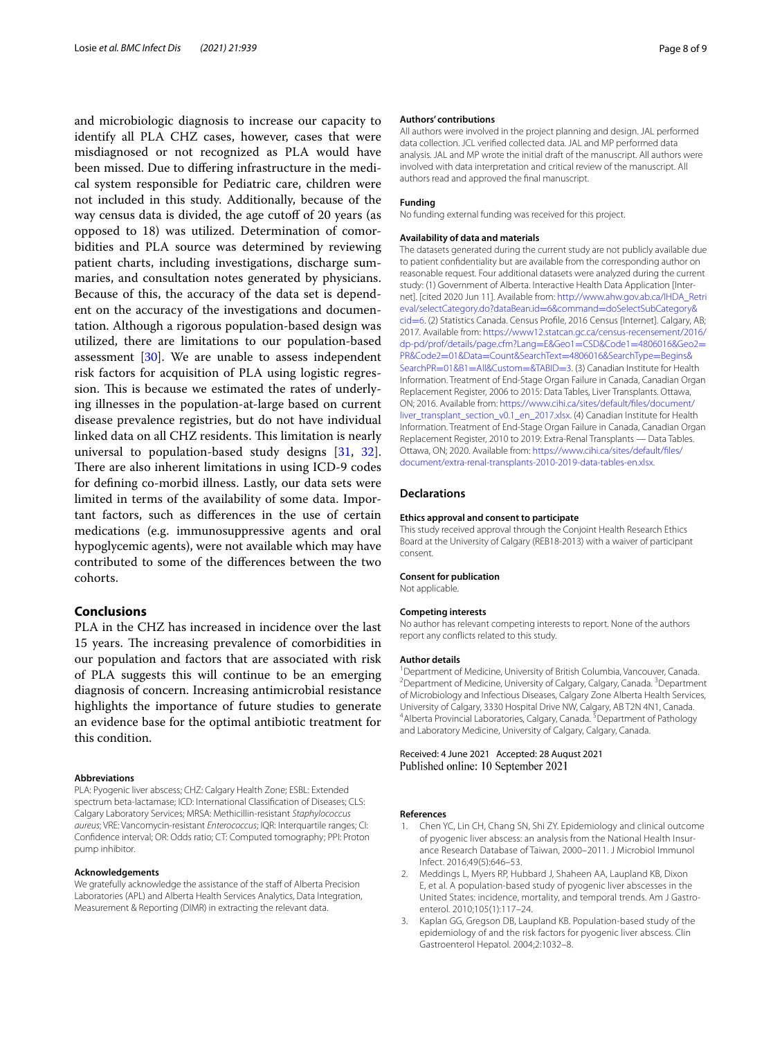and microbiologic diagnosis to increase our capacity to identify all PLA CHZ cases, however, cases that were misdiagnosed or not recognized as PLA would have been missed. Due to differing infrastructure in the medical system responsible for Pediatric care, children were not included in this study. Additionally, because of the way census data is divided, the age cutoff of 20 years (as opposed to 18) was utilized. Determination of comorbidities and PLA source was determined by reviewing patient charts, including investigations, discharge summaries, and consultation notes generated by physicians. Because of this, the accuracy of the data set is dependent on the accuracy of the investigations and documentation. Although a rigorous population-based design was utilized, there are limitations to our population-based assessment [30]. We are unable to assess independent risk factors for acquisition of PLA using logistic regression. This is because we estimated the rates of underlying illnesses in the population-at-large based on current disease prevalence registries, but do not have individual linked data on all CHZ residents. This limitation is nearly universal to population-based study designs [31, 32]. There are also inherent limitations in using ICD-9 codes for defining co-morbid illness. Lastly, our data sets were limited in terms of the availability of some data. Important factors, such as differences in the use of certain medications (e.g. immunosuppressive agents and oral hypoglycemic agents), were not available which may have contributed to some of the differences between the two cohorts.

## Conclusions

PLA in the CHZ has increased in incidence over the last 15 years. The increasing prevalence of comorbidities in our population and factors that are associated with risk of PLA suggests this will continue to be an emerging diagnosis of concern. Increasing antimicrobial resistance highlights the importance of future studies to generate an evidence base for the optimal antibiotic treatment for this condition.

#### Abbreviations

PLA: Pyogenic liver abscess; CHZ: Calgary Health Zone; ESBL: Extended spectrum beta-lactamase; ICD: International Classification of Diseases; CLS: Calgary Laboratory Services; MRSA: Methicillin-resistant *Staphylococcus aureus*; VRE: Vancomycin-resistant *Enterococcus*; IQR: Interquartile ranges; CI: Confidence interval; OR: Odds ratio; CT: Computed tomography; PPI: Proton pump inhibitor.

#### Acknowledgements

We gratefully acknowledge the assistance of the staff of Alberta Precision Laboratories (APL) and Alberta Health Services Analytics, Data Integration, Measurement & Reporting (DIMR) in extracting the relevant data.

#### Authors' contributions

All authors were involved in the project planning and design. JAL performed data collection. JCL verified collected data. JAL and MP performed data analysis. JAL and MP wrote the initial draft of the manuscript. All authors were involved with data interpretation and critical review of the manuscript. All authors read and approved the final manuscript.

#### Funding

No funding external funding was received for this project.

#### Availability of data and materials

The datasets generated during the current study are not publicly available due to patient confidentiality but are available from the corresponding author on reasonable request. Four additional datasets were analyzed during the current study: (1) Government of Alberta. Interactive Health Data Application [Internet]. [cited 2020 Jun 11]. Available from: http://www.ahw.gov.ab.ca/IHDA_Retrieval/selectCategory.do?dataBean.id=6&command=doSelectSubCategory&cid=6. (2) Statistics Canada. Census Profile, 2016 Census [Internet]. Calgary, AB; 2017. Available from: https://www12.statcan.gc.ca/census-recensement/2016/dp-pd/prof/details/page.cfm?Lang=E&Geo1=CSD&Code1=4806016&Geo2=PR&Code2=01&Data=Count&SearchText=4806016&SearchType=Begins&SearchPR=01&B1=All&Custom=&TABID=3. (3) Canadian Institute for Health Information. Treatment of End-Stage Organ Failure in Canada, Canadian Organ Replacement Register, 2006 to 2015: Data Tables, Liver Transplants. Ottawa, ON; 2016. Available from: https://www.cihi.ca/sites/default/files/document/liver_transplant_section_v0.1_en_2017.xlsx. (4) Canadian Institute for Health Information. Treatment of End-Stage Organ Failure in Canada, Canadian Organ Replacement Register, 2010 to 2019: Extra-Renal Transplants — Data Tables. Ottawa, ON; 2020. Available from: https://www.cihi.ca/sites/default/files/document/extra-renal-transplants-2010-2019-data-tables-en.xlsx.

## Declarations

#### Ethics approval and consent to participate

This study received approval through the Conjoint Health Research Ethics Board at the University of Calgary (REB18-2013) with a waiver of participant consent.

#### Consent for publication

Not applicable.

#### Competing interests

No author has relevant competing interests to report. None of the authors report any conflicts related to this study.

#### Author details

[1] Department of Medicine, University of British Columbia, Vancouver, Canada. [2] Department of Medicine, University of Calgary, Calgary, Canada. [3] Department of Microbiology and Infectious Diseases, Calgary Zone Alberta Health Services, University of Calgary, 3330 Hospital Drive NW, Calgary, AB T2N 4N1, Canada. [4] Alberta Provincial Laboratories, Calgary, Canada. [5] Department of Pathology and Laboratory Medicine, University of Calgary, Calgary, Canada.

Received: 4 June 2021 Accepted: 28 August 2021
Published online: 10 September 2021

#### References

1. Chen YC, Lin CH, Chang SN, Shi ZY. Epidemiology and clinical outcome of pyogenic liver abscess: an analysis from the National Health Insurance Research Database of Taiwan, 2000–2011. J Microbiol Immunol Infect. 2016;49(5):646–53.
2. Meddings L, Myers RP, Hubbard J, Shaheen AA, Laupland KB, Dixon E, et al. A population-based study of pyogenic liver abscesses in the United States: incidence, mortality, and temporal trends. Am J Gastroenterol. 2010;105(1):117–24.
3. Kaplan GG, Gregson DB, Laupland KB. Population-based study of the epidemiology of and the risk factors for pyogenic liver abscess. Clin Gastroenterol Hepatol. 2004;2:1032–8.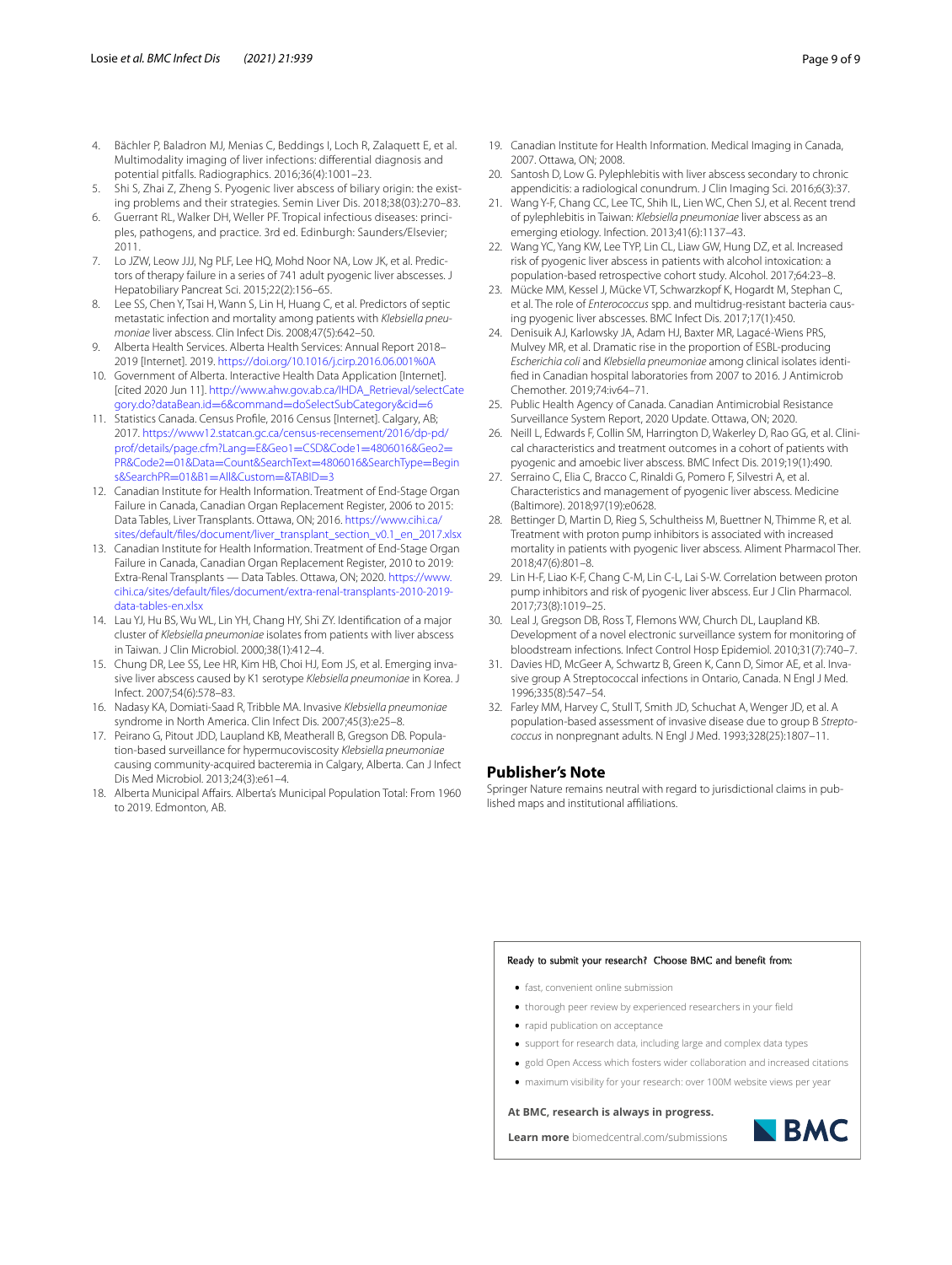4. Bächler P, Baladron MJ, Menias C, Beddings I, Loch R, Zalaquett E, et al. Multimodality imaging of liver infections: differential diagnosis and potential pitfalls. Radiographics. 2016;36(4):1001–23.
5. Shi S, Zhai Z, Zheng S. Pyogenic liver abscess of biliary origin: the existing problems and their strategies. Semin Liver Dis. 2018;38(03):270–83.
6. Guerrant RL, Walker DH, Weller PF. Tropical infectious diseases: principles, pathogens, and practice. 3rd ed. Edinburgh: Saunders/Elsevier; 2011.
7. Lo JZW, Leow JJJ, Ng PLF, Lee HQ, Mohd Noor NA, Low JK, et al. Predictors of therapy failure in a series of 741 adult pyogenic liver abscesses. J Hepatobiliary Pancreat Sci. 2015;22(2):156–65.
8. Lee SS, Chen Y, Tsai H, Wann S, Lin H, Huang C, et al. Predictors of septic metastatic infection and mortality among patients with *Klebsiella pneumoniae* liver abscess. Clin Infect Dis. 2008;47(5):642–50.
9. Alberta Health Services. Alberta Health Services: Annual Report 2018–2019 [Internet]. 2019. https://doi.org/10.1016/j.cirp.2016.06.001%0A
10. Government of Alberta. Interactive Health Data Application [Internet]. [cited 2020 Jun 11]. http://www.ahw.gov.ab.ca/IHDA_Retrieval/selectCategory.do?dataBean.id=6&command=doSelectSubCategory&cid=6
11. Statistics Canada. Census Profile, 2016 Census [Internet]. Calgary, AB; 2017. https://www12.statcan.gc.ca/census-recensement/2016/dp-pd/prof/details/page.cfm?Lang=E&Geo1=CSD&Code1=4806016&Geo2=PR&Code2=01&Data=Count&SearchText=4806016&SearchType=Begins&SearchPR=01&B1=All&Custom=&TABID=3
12. Canadian Institute for Health Information. Treatment of End-Stage Organ Failure in Canada, Canadian Organ Replacement Register, 2006 to 2015: Data Tables, Liver Transplants. Ottawa, ON; 2016. https://www.cihi.ca/sites/default/files/document/liver_transplant_section_v0.1_en_2017.xlsx
13. Canadian Institute for Health Information. Treatment of End-Stage Organ Failure in Canada, Canadian Organ Replacement Register, 2010 to 2019: Extra-Renal Transplants — Data Tables. Ottawa, ON; 2020. https://www.cihi.ca/sites/default/files/document/extra-renal-transplants-2010-2019-data-tables-en.xlsx
14. Lau YJ, Hu BS, Wu WL, Lin YH, Chang HY, Shi ZY. Identification of a major cluster of *Klebsiella pneumoniae* isolates from patients with liver abscess in Taiwan. J Clin Microbiol. 2000;38(1):412–4.
15. Chung DR, Lee SS, Lee HR, Kim HB, Choi HJ, Eom JS, et al. Emerging invasive liver abscess caused by K1 serotype *Klebsiella pneumoniae* in Korea. J Infect. 2007;54(6):578–83.
16. Nadasy KA, Domiati-Saad R, Tribble MA. Invasive *Klebsiella pneumoniae* syndrome in North America. Clin Infect Dis. 2007;45(3):e25–8.
17. Peirano G, Pitout JDD, Laupland KB, Meatherall B, Gregson DB. Population-based surveillance for hypermucoviscosity *Klebsiella pneumoniae* causing community-acquired bacteremia in Calgary, Alberta. Can J Infect Dis Med Microbiol. 2013;24(3):e61–4.
18. Alberta Municipal Affairs. Alberta's Municipal Population Total: From 1960 to 2019. Edmonton, AB.
19. Canadian Institute for Health Information. Medical Imaging in Canada, 2007. Ottawa, ON; 2008.
20. Santosh D, Low G. Pylephlebitis with liver abscess secondary to chronic appendicitis: a radiological conundrum. J Clin Imaging Sci. 2016;6(3):37.
21. Wang Y-F, Chang CC, Lee TC, Shih IL, Lien WC, Chen SJ, et al. Recent trend of pylephlebitis in Taiwan: *Klebsiella pneumoniae* liver abscess as an emerging etiology. Infection. 2013;41(6):1137–43.
22. Wang YC, Yang KW, Lee TYP, Lin CL, Liaw GW, Hung DZ, et al. Increased risk of pyogenic liver abscess in patients with alcohol intoxication: a population-based retrospective cohort study. Alcohol. 2017;64:23–8.
23. Mücke MM, Kessel J, Mücke VT, Schwarzkopf K, Hogardt M, Stephan C, et al. The role of *Enterococcus* spp. and multidrug-resistant bacteria causing pyogenic liver abscesses. BMC Infect Dis. 2017;17(1):450.
24. Denisuik AJ, Karlowsky JA, Adam HJ, Baxter MR, Lagacé-Wiens PRS, Mulvey MR, et al. Dramatic rise in the proportion of ESBL-producing *Escherichia coli* and *Klebsiella pneumoniae* among clinical isolates identified in Canadian hospital laboratories from 2007 to 2016. J Antimicrob Chemother. 2019;74:iv64–71.
25. Public Health Agency of Canada. Canadian Antimicrobial Resistance Surveillance System Report, 2020 Update. Ottawa, ON; 2020.
26. Neill L, Edwards F, Collin SM, Harrington D, Wakerley D, Rao GG, et al. Clinical characteristics and treatment outcomes in a cohort of patients with pyogenic and amoebic liver abscess. BMC Infect Dis. 2019;19(1):490.
27. Serraino C, Elia C, Bracco C, Rinaldi G, Pomero F, Silvestri A, et al. Characteristics and management of pyogenic liver abscess. Medicine (Baltimore). 2018;97(19):e0628.
28. Bettinger D, Martin D, Rieg S, Schultheiss M, Buettner N, Thimme R, et al. Treatment with proton pump inhibitors is associated with increased mortality in patients with pyogenic liver abscess. Aliment Pharmacol Ther. 2018;47(6):801–8.
29. Lin H-F, Liao K-F, Chang C-M, Lin C-L, Lai S-W. Correlation between proton pump inhibitors and risk of pyogenic liver abscess. Eur J Clin Pharmacol. 2017;73(8):1019–25.
30. Leal J, Gregson DB, Ross T, Flemons WW, Church DL, Laupland KB. Development of a novel electronic surveillance system for monitoring of bloodstream infections. Infect Control Hosp Epidemiol. 2010;31(7):740–7.
31. Davies HD, McGeer A, Schwartz B, Green K, Cann D, Simor AE, et al. Invasive group A Streptococcal infections in Ontario, Canada. N Engl J Med. 1996;335(8):547–54.
32. Farley MM, Harvey C, Stull T, Smith JD, Schuchat A, Wenger JD, et al. A population-based assessment of invasive disease due to group B *Streptococcus* in nonpregnant adults. N Engl J Med. 1993;328(25):1807–11.

## Publisher's Note

Springer Nature remains neutral with regard to jurisdictional claims in published maps and institutional affiliations.

Ready to submit your research? Choose BMC and benefit from:

- fast, convenient online submission
- thorough peer review by experienced researchers in your field
- rapid publication on acceptance
- support for research data, including large and complex data types
- gold Open Access which fosters wider collaboration and increased citations
- maximum visibility for your research: over 100M website views per year

**At BMC, research is always in progress.**

**Learn more** biomedcentral.com/submissions

BMC